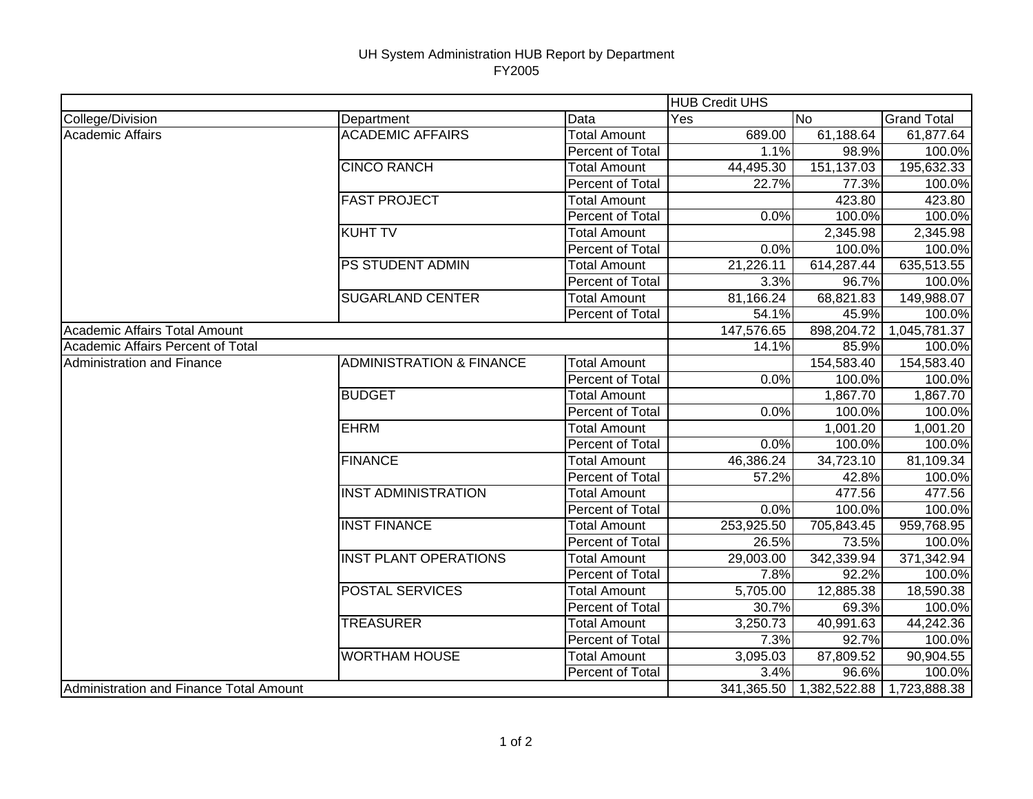# UH System Administration HUB Report by Department
## FY2005

| | | | HUB Credit UHS | | |
|---|---|---|---|---|---|
| College/Division | Department | Data | Yes | No | Grand Total |
| Academic Affairs | ACADEMIC AFFAIRS | Total Amount | 689.00 | 61,188.64 | 61,877.64 |
| | | Percent of Total | 1.1% | 98.9% | 100.0% |
| | CINCO RANCH | Total Amount | 44,495.30 | 151,137.03 | 195,632.33 |
| | | Percent of Total | 22.7% | 77.3% | 100.0% |
| | FAST PROJECT | Total Amount | | 423.80 | 423.80 |
| | | Percent of Total | 0.0% | 100.0% | 100.0% |
| | KUHT TV | Total Amount | | 2,345.98 | 2,345.98 |
| | | Percent of Total | 0.0% | 100.0% | 100.0% |
| | PS STUDENT ADMIN | Total Amount | 21,226.11 | 614,287.44 | 635,513.55 |
| | | Percent of Total | 3.3% | 96.7% | 100.0% |
| | SUGARLAND CENTER | Total Amount | 81,166.24 | 68,821.83 | 149,988.07 |
| | | Percent of Total | 54.1% | 45.9% | 100.0% |
| Academic Affairs Total Amount | | | 147,576.65 | 898,204.72 | 1,045,781.37 |
| Academic Affairs Percent of Total | | | 14.1% | 85.9% | 100.0% |
| Administration and Finance | ADMINISTRATION & FINANCE | Total Amount | | 154,583.40 | 154,583.40 |
| | | Percent of Total | 0.0% | 100.0% | 100.0% |
| | BUDGET | Total Amount | | 1,867.70 | 1,867.70 |
| | | Percent of Total | 0.0% | 100.0% | 100.0% |
| | EHRM | Total Amount | | 1,001.20 | 1,001.20 |
| | | Percent of Total | 0.0% | 100.0% | 100.0% |
| | FINANCE | Total Amount | 46,386.24 | 34,723.10 | 81,109.34 |
| | | Percent of Total | 57.2% | 42.8% | 100.0% |
| | INST ADMINISTRATION | Total Amount | | 477.56 | 477.56 |
| | | Percent of Total | 0.0% | 100.0% | 100.0% |
| | INST FINANCE | Total Amount | 253,925.50 | 705,843.45 | 959,768.95 |
| | | Percent of Total | 26.5% | 73.5% | 100.0% |
| | INST PLANT OPERATIONS | Total Amount | 29,003.00 | 342,339.94 | 371,342.94 |
| | | Percent of Total | 7.8% | 92.2% | 100.0% |
| | POSTAL SERVICES | Total Amount | 5,705.00 | 12,885.38 | 18,590.38 |
| | | Percent of Total | 30.7% | 69.3% | 100.0% |
| | TREASURER | Total Amount | 3,250.73 | 40,991.63 | 44,242.36 |
| | | Percent of Total | 7.3% | 92.7% | 100.0% |
| | WORTHAM HOUSE | Total Amount | 3,095.03 | 87,809.52 | 90,904.55 |
| | | Percent of Total | 3.4% | 96.6% | 100.0% |
| Administration and Finance Total Amount | | | 341,365.50 | 1,382,522.88 | 1,723,888.38 |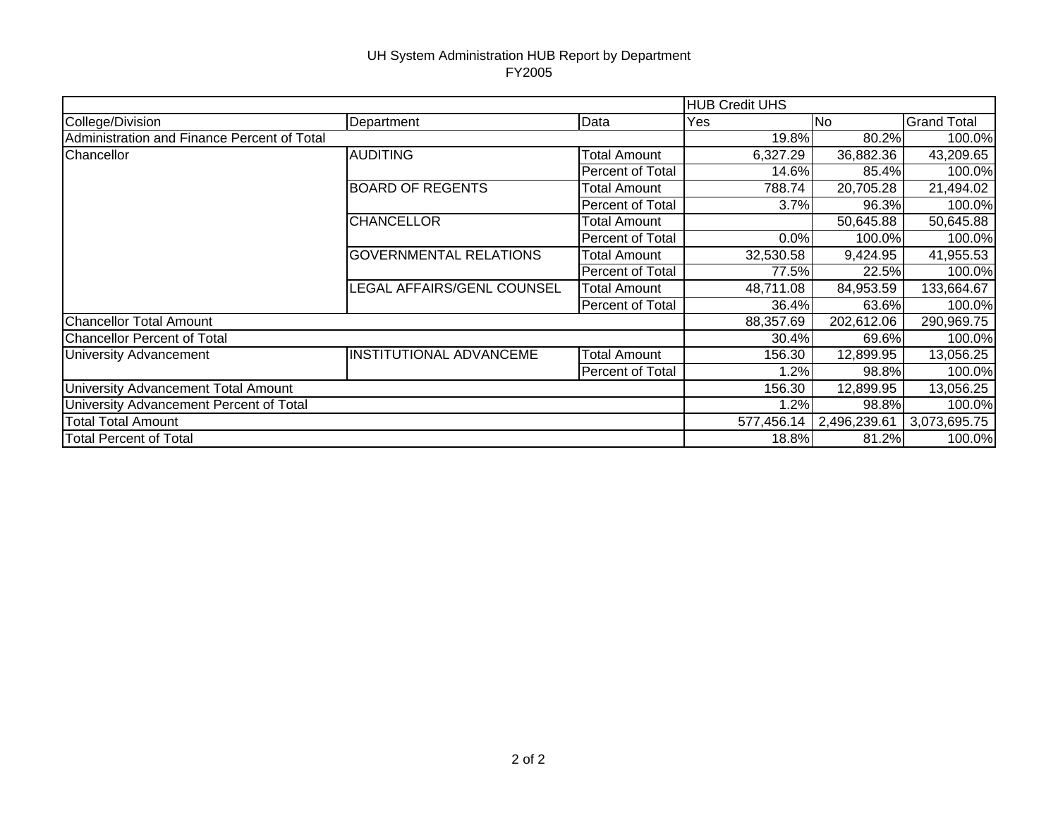UH System Administration HUB Report by Department
FY2005

| | | | HUB Credit UHS | | |
|---|---|---|---|---|---|
| College/Division | Department | Data | Yes | No | Grand Total |
| Administration and Finance Percent of Total | | | 19.8% | 80.2% | 100.0% |
| Chancellor | AUDITING | Total Amount | 6,327.29 | 36,882.36 | 43,209.65 |
| | | Percent of Total | 14.6% | 85.4% | 100.0% |
| | BOARD OF REGENTS | Total Amount | 788.74 | 20,705.28 | 21,494.02 |
| | | Percent of Total | 3.7% | 96.3% | 100.0% |
| | CHANCELLOR | Total Amount | | 50,645.88 | 50,645.88 |
| | | Percent of Total | 0.0% | 100.0% | 100.0% |
| | GOVERNMENTAL RELATIONS | Total Amount | 32,530.58 | 9,424.95 | 41,955.53 |
| | | Percent of Total | 77.5% | 22.5% | 100.0% |
| | LEGAL AFFAIRS/GENL COUNSEL | Total Amount | 48,711.08 | 84,953.59 | 133,664.67 |
| | | Percent of Total | 36.4% | 63.6% | 100.0% |
| Chancellor Total Amount | | | 88,357.69 | 202,612.06 | 290,969.75 |
| Chancellor Percent of Total | | | 30.4% | 69.6% | 100.0% |
| University Advancement | INSTITUTIONAL ADVANCEME | Total Amount | 156.30 | 12,899.95 | 13,056.25 |
| | | Percent of Total | 1.2% | 98.8% | 100.0% |
| University Advancement Total Amount | | | 156.30 | 12,899.95 | 13,056.25 |
| University Advancement Percent of Total | | | 1.2% | 98.8% | 100.0% |
| Total Total Amount | | | 577,456.14 | 2,496,239.61 | 3,073,695.75 |
| Total Percent of Total | | | 18.8% | 81.2% | 100.0% |